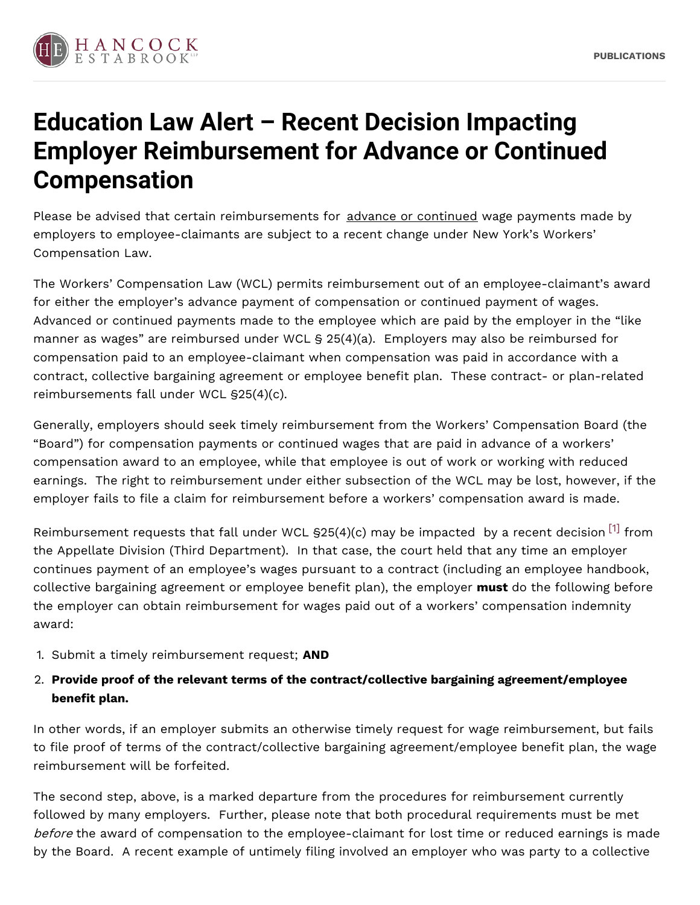# Education Law Alert – Recent Decision Impacting Employer Reimbursement for Advance or Continued Compensation

Please be advised that certain reimbursements for advance or continued wage payments made by employers to employee-claimants are subject to a recent change under New York's Workers' Compensation Law.

The Workers' Compensation Law (WCL) permits reimbursement out of an employee-claimant's award for either the employer's advance payment of compensation or continued payment of wages. Advanced or continued payments made to the employee which are paid by the employer in the "like manner as wages" are reimbursed under WCL § 25(4)(a). Employers may also be reimbursed for compensation paid to an employee-claimant when compensation was paid in accordance with a contract, collective bargaining agreement or employee benefit plan. These contract- or plan-related reimbursements fall under WCL §25(4)(c).

Generally, employers should seek timely reimbursement from the Workers' Compensation Board (the "Board") for compensation payments or continued wages that are paid in advance of a workers' compensation award to an employee, while that employee is out of work or working with reduced earnings. The right to reimbursement under either subsection of the WCL may be lost, however, if the employer fails to file a claim for reimbursement before a workers' compensation award is made.

Reimbursement requests that fall under WCL §25(4)(c) may be impacted by a recent decision [1] from the Appellate Division (Third Department). In that case, the court held that any time an employer continues payment of an employee's wages pursuant to a contract (including an employee handbook, collective bargaining agreement or employee benefit plan), the employer **must** do the following before the employer can obtain reimbursement for wages paid out of a workers' compensation indemnity award:

1. Submit a timely reimbursement request; **AND**
2. **Provide proof of the relevant terms of the contract/collective bargaining agreement/employee benefit plan.**

In other words, if an employer submits an otherwise timely request for wage reimbursement, but fails to file proof of terms of the contract/collective bargaining agreement/employee benefit plan, the wage reimbursement will be forfeited.

The second step, above, is a marked departure from the procedures for reimbursement currently followed by many employers. Further, please note that both procedural requirements must be met *before* the award of compensation to the employee-claimant for lost time or reduced earnings is made by the Board. A recent example of untimely filing involved an employer who was party to a collective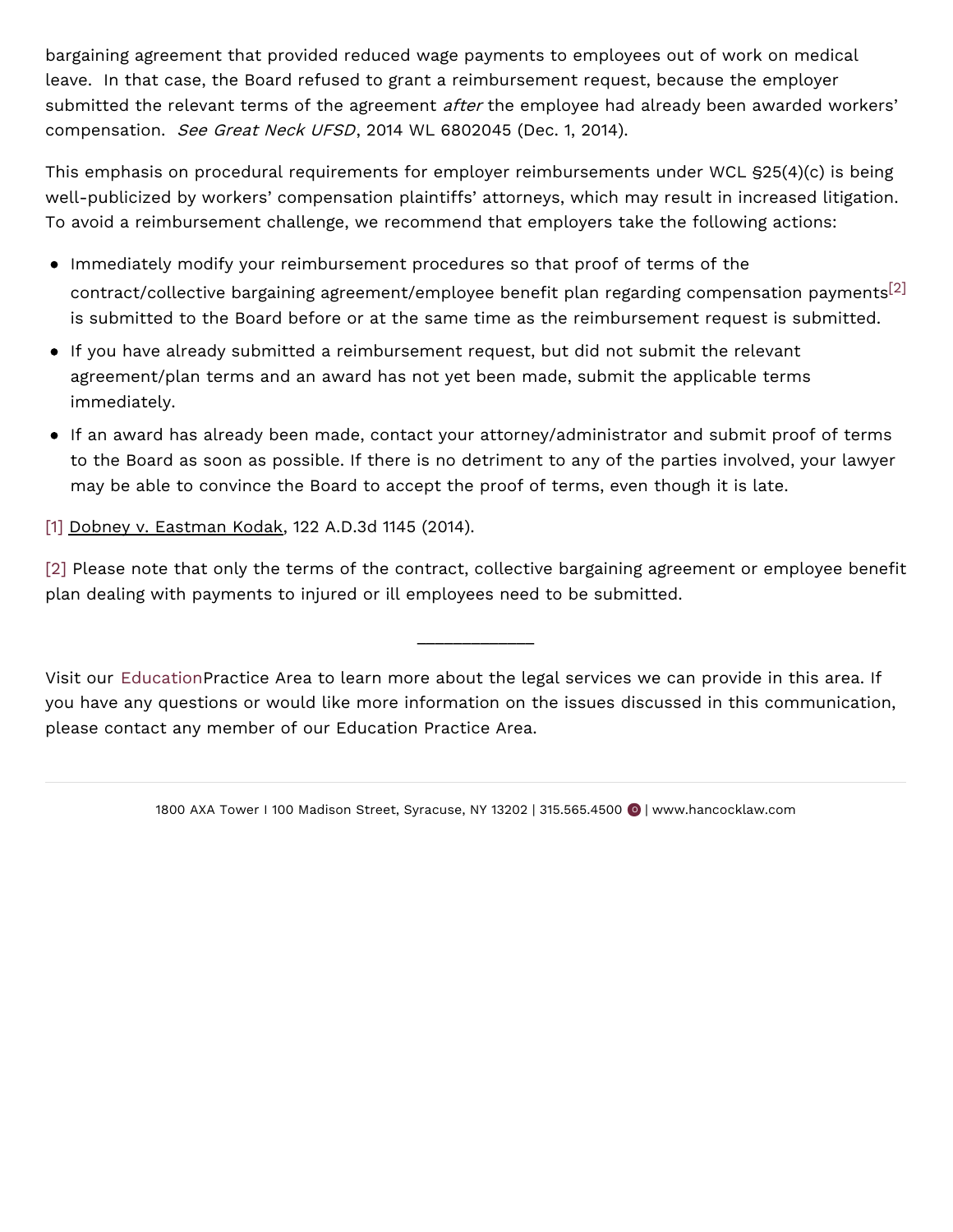bargaining agreement that provided reduced wage payments to employees out of work on medical leave. In that case, the Board refused to grant a reimbursement request, because the employer submitted the relevant terms of the agreement *after* the employee had already been awarded workers' compensation. *See Great Neck UFSD*, 2014 WL 6802045 (Dec. 1, 2014).

This emphasis on procedural requirements for employer reimbursements under WCL §25(4)(c) is being well-publicized by workers' compensation plaintiffs' attorneys, which may result in increased litigation. To avoid a reimbursement challenge, we recommend that employers take the following actions:

- Immediately modify your reimbursement procedures so that proof of terms of the contract/collective bargaining agreement/employee benefit plan regarding compensation payments[2] is submitted to the Board before or at the same time as the reimbursement request is submitted.
- If you have already submitted a reimbursement request, but did not submit the relevant agreement/plan terms and an award has not yet been made, submit the applicable terms immediately.
- If an award has already been made, contact your attorney/administrator and submit proof of terms to the Board as soon as possible. If there is no detriment to any of the parties involved, your lawyer may be able to convince the Board to accept the proof of terms, even though it is late.

[1] Dobney v. Eastman Kodak, 122 A.D.3d 1145 (2014).

[2] Please note that only the terms of the contract, collective bargaining agreement or employee benefit plan dealing with payments to injured or ill employees need to be submitted.

---

Visit our Education Practice Area to learn more about the legal services we can provide in this area. If you have any questions or would like more information on the issues discussed in this communication, please contact any member of our Education Practice Area.

1800 AXA Tower I 100 Madison Street, Syracuse, NY 13202 | 315.565.4500 | www.hancocklaw.com